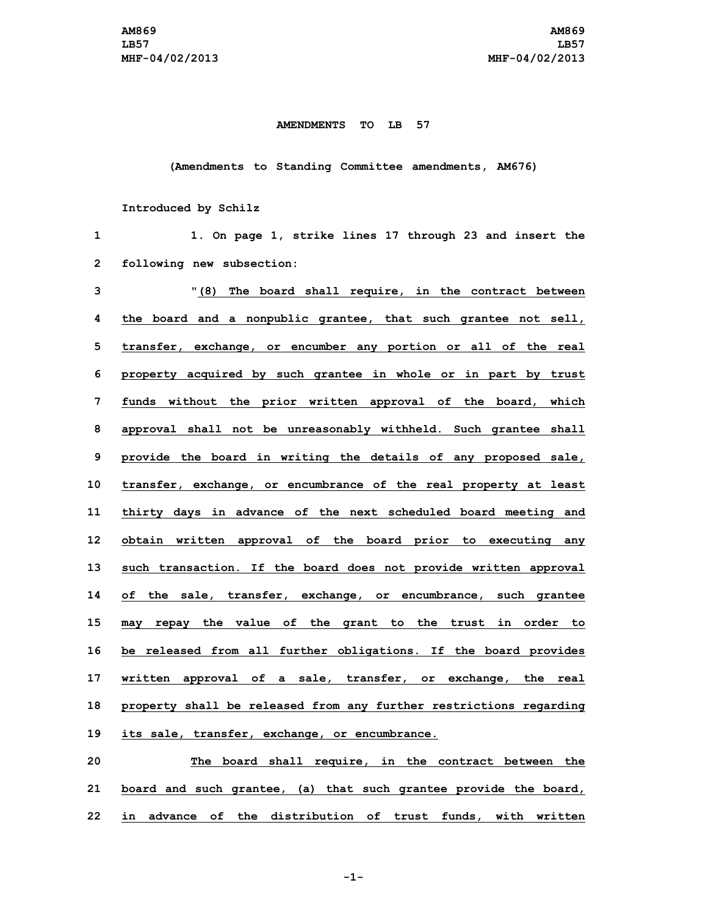**AMENDMENTS TO LB 57**

**(Amendments to Standing Committee amendments, AM676)**

**Introduced by Schilz**

1. On page 1, strike lines 17 through 23 and insert the following new subsection:

"(8) The board shall require, in the contract between the board and a nonpublic grantee, that such grantee not sell, transfer, exchange, or encumber any portion or all of the real property acquired by such grantee in whole or in part by trust funds without the prior written approval of the board, which approval shall not be unreasonably withheld. Such grantee shall provide the board in writing the details of any proposed sale, transfer, exchange, or encumbrance of the real property at least thirty days in advance of the next scheduled board meeting and obtain written approval of the board prior to executing any such transaction. If the board does not provide written approval of the sale, transfer, exchange, or encumbrance, such grantee may repay the value of the grant to the trust in order to be released from all further obligations. If the board provides written approval of a sale, transfer, or exchange, the real property shall be released from any further restrictions regarding its sale, transfer, exchange, or encumbrance.

The board shall require, in the contract between the board and such grantee, (a) that such grantee provide the board, in advance of the distribution of trust funds, with written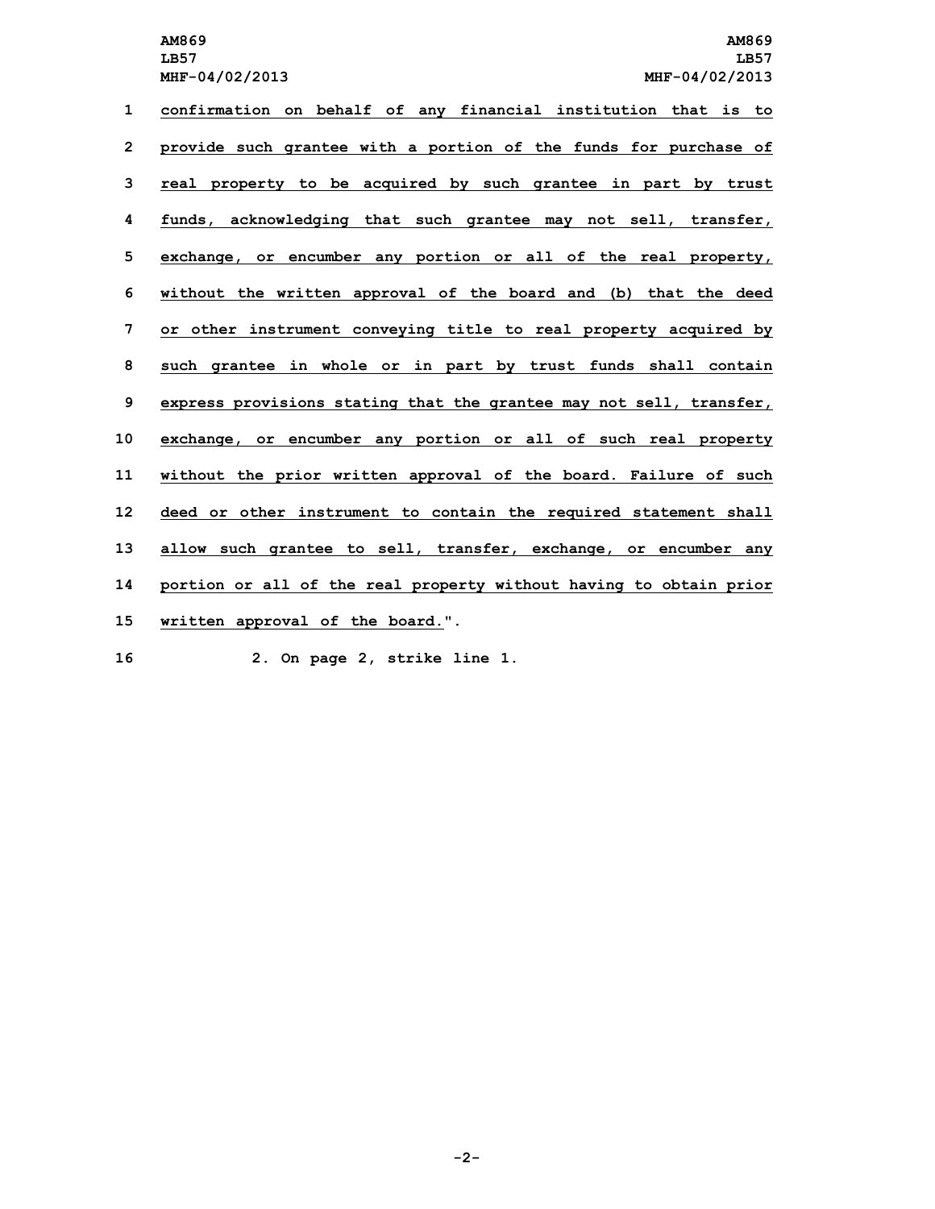confirmation on behalf of any financial institution that is to provide such grantee with a portion of the funds for purchase of real property to be acquired by such grantee in part by trust funds, acknowledging that such grantee may not sell, transfer, exchange, or encumber any portion or all of the real property, without the written approval of the board and (b) that the deed or other instrument conveying title to real property acquired by such grantee in whole or in part by trust funds shall contain express provisions stating that the grantee may not sell, transfer, exchange, or encumber any portion or all of such real property without the prior written approval of the board. Failure of such deed or other instrument to contain the required statement shall allow such grantee to sell, transfer, exchange, or encumber any portion or all of the real property without having to obtain prior written approval of the board.".

2. On page 2, strike line 1.